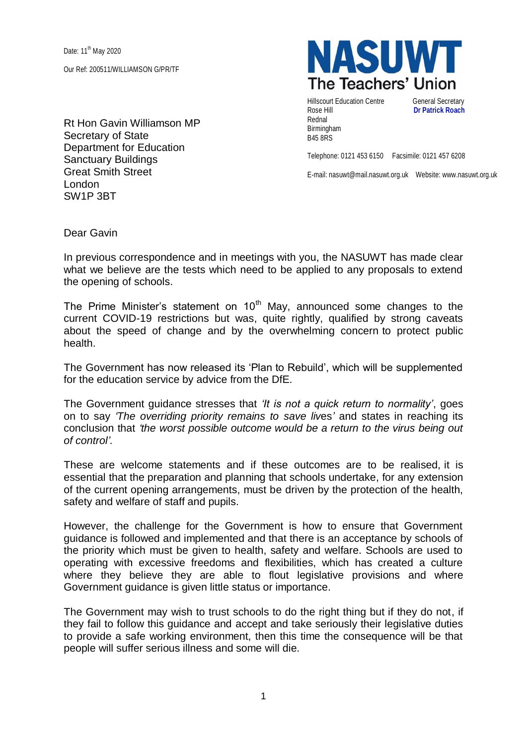Date: 11th May 2020

Our Ref: 200511/WILLIAMSON G/PR/TF

**NASUWT**
**The Teachers' Union**

Hillscourt Education Centre
Rose Hill
Rednal
Birmingham
B45 8RS

General Secretary
**Dr Patrick Roach**

Telephone: 0121 453 6150  Facsimile: 0121 457 6208

E-mail: nasuwt@mail.nasuwt.org.uk  Website: www.nasuwt.org.uk

Rt Hon Gavin Williamson MP
Secretary of State
Department for Education
Sanctuary Buildings
Great Smith Street
London
SW1P 3BT

Dear Gavin

In previous correspondence and in meetings with you, the NASUWT has made clear what we believe are the tests which need to be applied to any proposals to extend the opening of schools.

The Prime Minister's statement on 10th May, announced some changes to the current COVID-19 restrictions but was, quite rightly, qualified by strong caveats about the speed of change and by the overwhelming concern to protect public health.

The Government has now released its 'Plan to Rebuild', which will be supplemented for the education service by advice from the DfE.

The Government guidance stresses that *'It is not a quick return to normality'*, goes on to say *'The overriding priority remains to save lives'* and states in reaching its conclusion that *'the worst possible outcome would be a return to the virus being out of control'.*

These are welcome statements and if these outcomes are to be realised, it is essential that the preparation and planning that schools undertake, for any extension of the current opening arrangements, must be driven by the protection of the health, safety and welfare of staff and pupils.

However, the challenge for the Government is how to ensure that Government guidance is followed and implemented and that there is an acceptance by schools of the priority which must be given to health, safety and welfare. Schools are used to operating with excessive freedoms and flexibilities, which has created a culture where they believe they are able to flout legislative provisions and where Government guidance is given little status or importance.

The Government may wish to trust schools to do the right thing but if they do not, if they fail to follow this guidance and accept and take seriously their legislative duties to provide a safe working environment, then this time the consequence will be that people will suffer serious illness and some will die.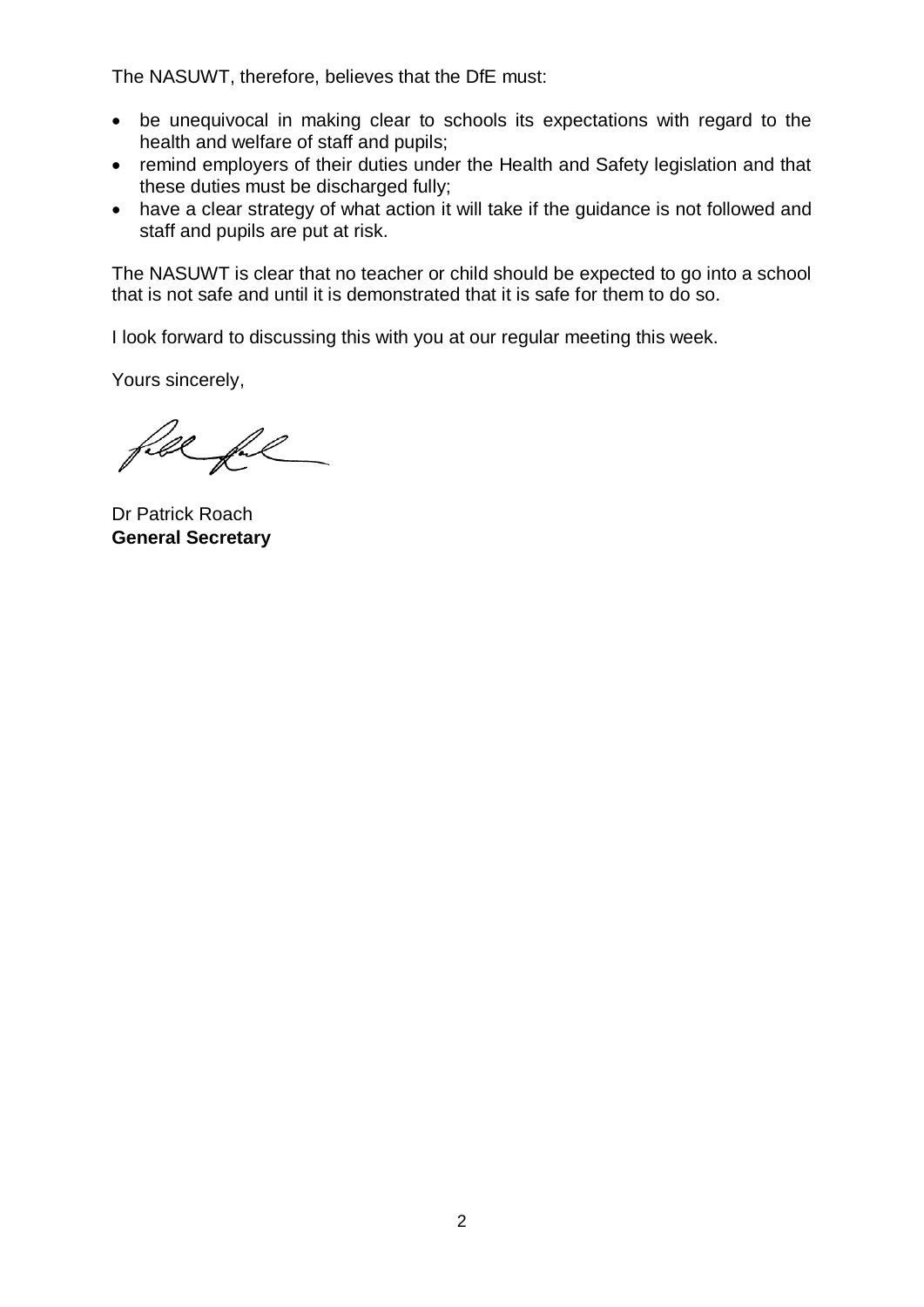The NASUWT, therefore, believes that the DfE must:

- be unequivocal in making clear to schools its expectations with regard to the health and welfare of staff and pupils;
- remind employers of their duties under the Health and Safety legislation and that these duties must be discharged fully;
- have a clear strategy of what action it will take if the guidance is not followed and staff and pupils are put at risk.

The NASUWT is clear that no teacher or child should be expected to go into a school that is not safe and until it is demonstrated that it is safe for them to do so.

I look forward to discussing this with you at our regular meeting this week.

Yours sincerely,

Dr Patrick Roach
**General Secretary**